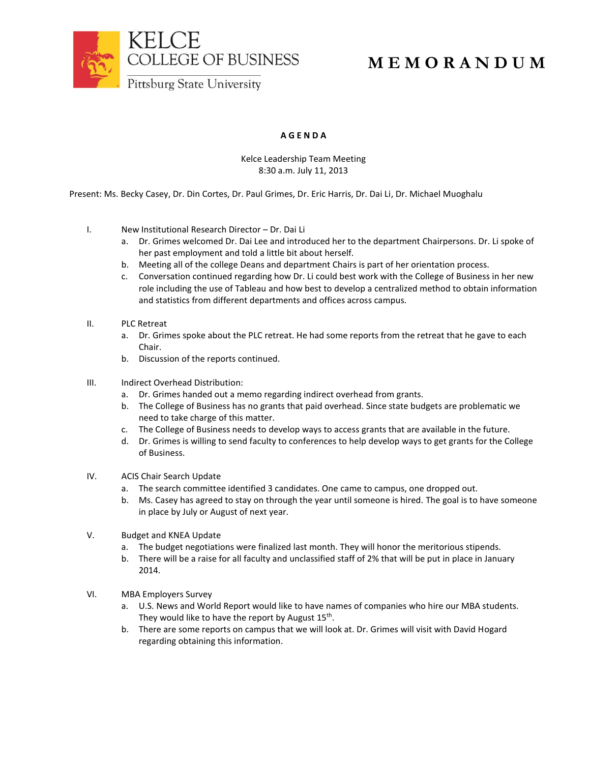KELCE COLLEGE OF BUSINESS

Pittsburg State University

# MEMORANDUM

## AGENDA

Kelce Leadership Team Meeting
8:30 a.m. July 11, 2013

Present: Ms. Becky Casey, Dr. Din Cortes, Dr. Paul Grimes, Dr. Eric Harris, Dr. Dai Li, Dr. Michael Muoghalu

I. New Institutional Research Director – Dr. Dai Li
   a. Dr. Grimes welcomed Dr. Dai Lee and introduced her to the department Chairpersons. Dr. Li spoke of her past employment and told a little bit about herself.
   b. Meeting all of the college Deans and department Chairs is part of her orientation process.
   c. Conversation continued regarding how Dr. Li could best work with the College of Business in her new role including the use of Tableau and how best to develop a centralized method to obtain information and statistics from different departments and offices across campus.

II. PLC Retreat
   a. Dr. Grimes spoke about the PLC retreat. He had some reports from the retreat that he gave to each Chair.
   b. Discussion of the reports continued.

III. Indirect Overhead Distribution:
   a. Dr. Grimes handed out a memo regarding indirect overhead from grants.
   b. The College of Business has no grants that paid overhead. Since state budgets are problematic we need to take charge of this matter.
   c. The College of Business needs to develop ways to access grants that are available in the future.
   d. Dr. Grimes is willing to send faculty to conferences to help develop ways to get grants for the College of Business.

IV. ACIS Chair Search Update
   a. The search committee identified 3 candidates. One came to campus, one dropped out.
   b. Ms. Casey has agreed to stay on through the year until someone is hired. The goal is to have someone in place by July or August of next year.

V. Budget and KNEA Update
   a. The budget negotiations were finalized last month. They will honor the meritorious stipends.
   b. There will be a raise for all faculty and unclassified staff of 2% that will be put in place in January 2014.

VI. MBA Employers Survey
   a. U.S. News and World Report would like to have names of companies who hire our MBA students. They would like to have the report by August 15th.
   b. There are some reports on campus that we will look at. Dr. Grimes will visit with David Hogard regarding obtaining this information.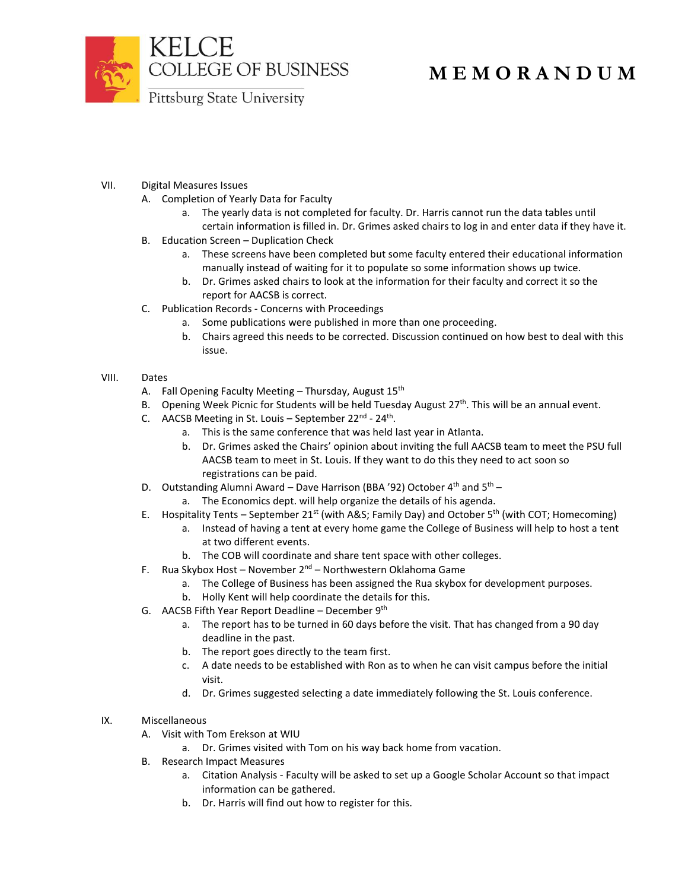# MEMORANDUM

VII. Digital Measures Issues

A. Completion of Yearly Data for Faculty

a. The yearly data is not completed for faculty. Dr. Harris cannot run the data tables until certain information is filled in. Dr. Grimes asked chairs to log in and enter data if they have it.

B. Education Screen – Duplication Check

a. These screens have been completed but some faculty entered their educational information manually instead of waiting for it to populate so some information shows up twice.

b. Dr. Grimes asked chairs to look at the information for their faculty and correct it so the report for AACSB is correct.

C. Publication Records - Concerns with Proceedings

a. Some publications were published in more than one proceeding.

b. Chairs agreed this needs to be corrected. Discussion continued on how best to deal with this issue.

VIII. Dates

A. Fall Opening Faculty Meeting – Thursday, August 15th

B. Opening Week Picnic for Students will be held Tuesday August 27th. This will be an annual event.

C. AACSB Meeting in St. Louis – September 22nd - 24th.

a. This is the same conference that was held last year in Atlanta.

b. Dr. Grimes asked the Chairs' opinion about inviting the full AACSB team to meet the PSU full AACSB team to meet in St. Louis. If they want to do this they need to act soon so registrations can be paid.

D. Outstanding Alumni Award – Dave Harrison (BBA '92) October 4th and 5th –

a. The Economics dept. will help organize the details of his agenda.

E. Hospitality Tents – September 21st (with A&S; Family Day) and October 5th (with COT; Homecoming)

a. Instead of having a tent at every home game the College of Business will help to host a tent at two different events.

b. The COB will coordinate and share tent space with other colleges.

F. Rua Skybox Host – November 2nd – Northwestern Oklahoma Game

a. The College of Business has been assigned the Rua skybox for development purposes.

b. Holly Kent will help coordinate the details for this.

G. AACSB Fifth Year Report Deadline – December 9th

a. The report has to be turned in 60 days before the visit. That has changed from a 90 day deadline in the past.

b. The report goes directly to the team first.

c. A date needs to be established with Ron as to when he can visit campus before the initial visit.

d. Dr. Grimes suggested selecting a date immediately following the St. Louis conference.

IX. Miscellaneous

A. Visit with Tom Erekson at WIU

a. Dr. Grimes visited with Tom on his way back home from vacation.

B. Research Impact Measures

a. Citation Analysis - Faculty will be asked to set up a Google Scholar Account so that impact information can be gathered.

b. Dr. Harris will find out how to register for this.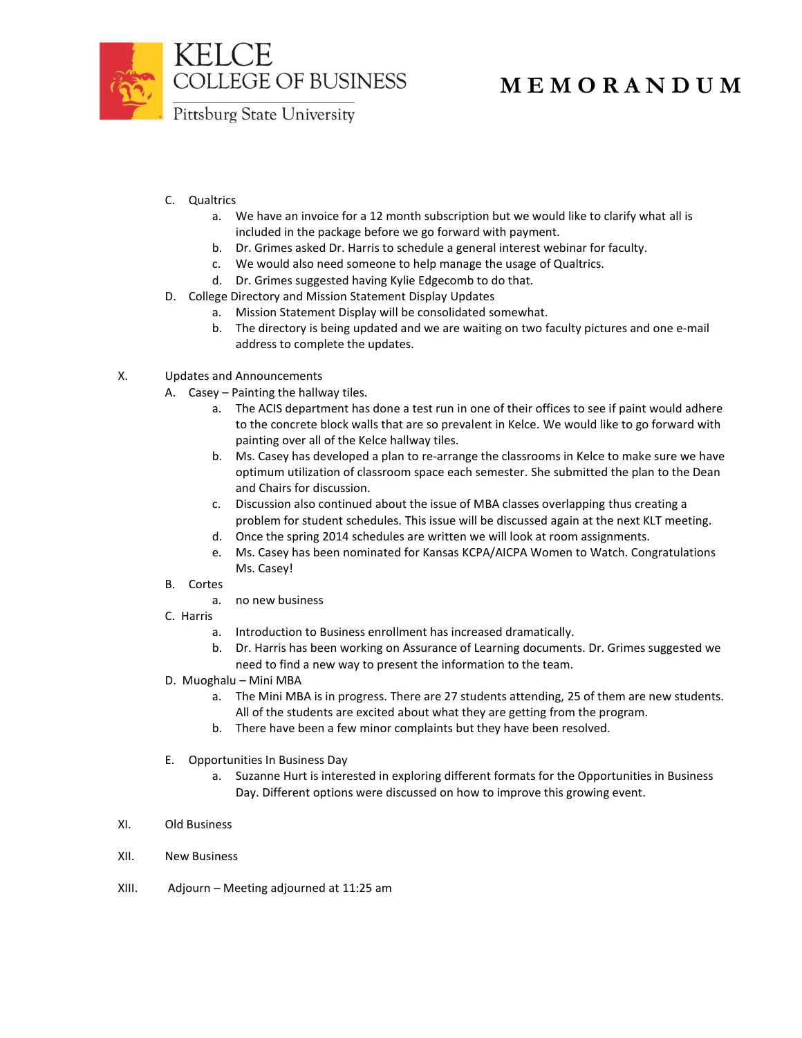C. Qualtrics

   a. We have an invoice for a 12 month subscription but we would like to clarify what all is included in the package before we go forward with payment.
   b. Dr. Grimes asked Dr. Harris to schedule a general interest webinar for faculty.
   c. We would also need someone to help manage the usage of Qualtrics.
   d. Dr. Grimes suggested having Kylie Edgecomb to do that.

D. College Directory and Mission Statement Display Updates

   a. Mission Statement Display will be consolidated somewhat.
   b. The directory is being updated and we are waiting on two faculty pictures and one e-mail address to complete the updates.

X. Updates and Announcements

A. Casey – Painting the hallway tiles.

   a. The ACIS department has done a test run in one of their offices to see if paint would adhere to the concrete block walls that are so prevalent in Kelce. We would like to go forward with painting over all of the Kelce hallway tiles.
   b. Ms. Casey has developed a plan to re-arrange the classrooms in Kelce to make sure we have optimum utilization of classroom space each semester. She submitted the plan to the Dean and Chairs for discussion.
   c. Discussion also continued about the issue of MBA classes overlapping thus creating a problem for student schedules. This issue will be discussed again at the next KLT meeting.
   d. Once the spring 2014 schedules are written we will look at room assignments.
   e. Ms. Casey has been nominated for Kansas KCPA/AICPA Women to Watch. Congratulations Ms. Casey!

B. Cortes

   a. no new business

C. Harris

   a. Introduction to Business enrollment has increased dramatically.
   b. Dr. Harris has been working on Assurance of Learning documents. Dr. Grimes suggested we need to find a new way to present the information to the team.

D. Muoghalu – Mini MBA

   a. The Mini MBA is in progress. There are 27 students attending, 25 of them are new students. All of the students are excited about what they are getting from the program.
   b. There have been a few minor complaints but they have been resolved.

E. Opportunities In Business Day

   a. Suzanne Hurt is interested in exploring different formats for the Opportunities in Business Day. Different options were discussed on how to improve this growing event.

XI. Old Business

XII. New Business

XIII. Adjourn – Meeting adjourned at 11:25 am